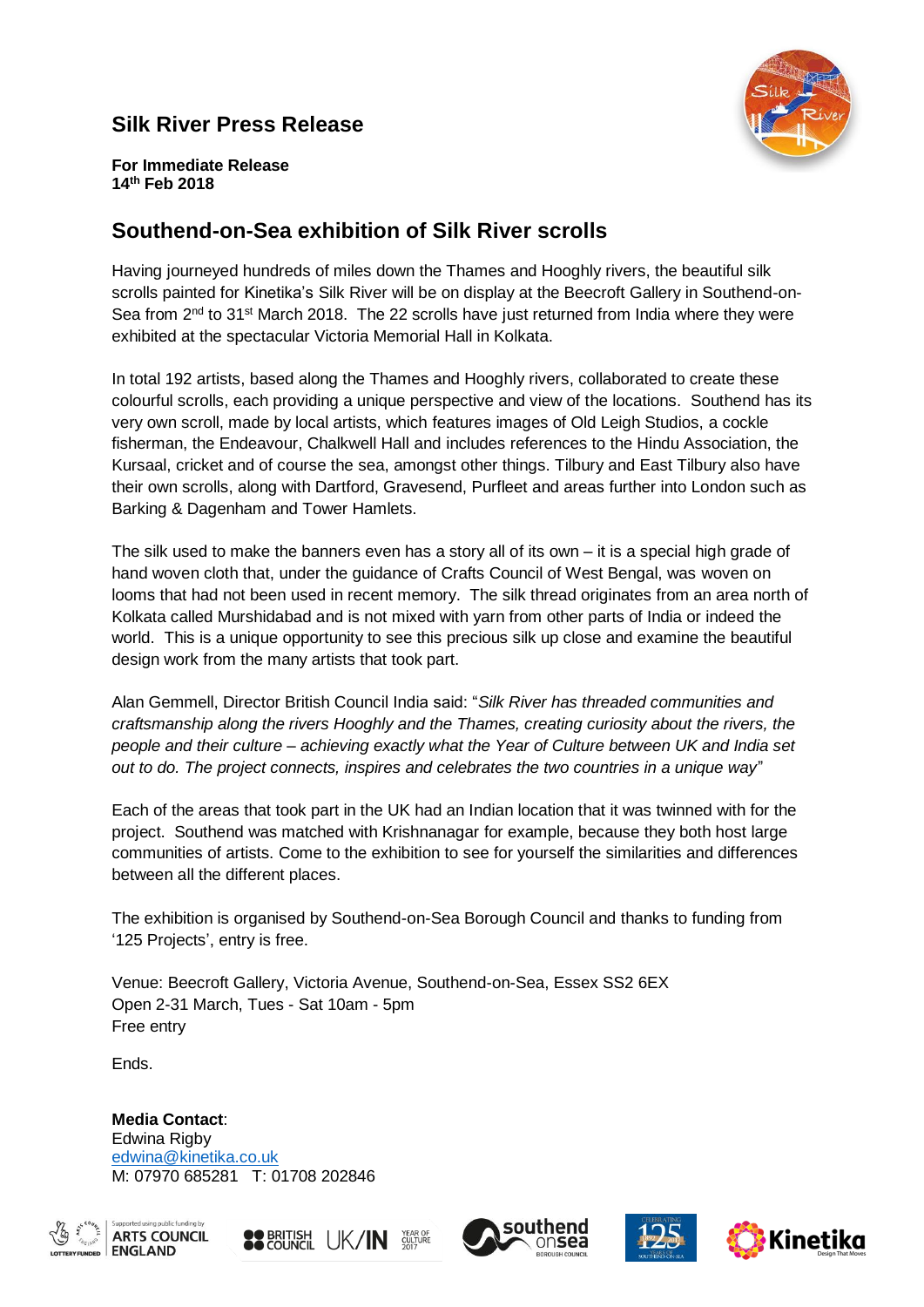## Silk River Press Release

**For Immediate Release**
**14th Feb 2018**

## Southend-on-Sea exhibition of Silk River scrolls

Having journeyed hundreds of miles down the Thames and Hooghly rivers, the beautiful silk scrolls painted for Kinetika's Silk River will be on display at the Beecroft Gallery in Southend-on-Sea from 2nd to 31st March 2018. The 22 scrolls have just returned from India where they were exhibited at the spectacular Victoria Memorial Hall in Kolkata.

In total 192 artists, based along the Thames and Hooghly rivers, collaborated to create these colourful scrolls, each providing a unique perspective and view of the locations. Southend has its very own scroll, made by local artists, which features images of Old Leigh Studios, a cockle fisherman, the Endeavour, Chalkwell Hall and includes references to the Hindu Association, the Kursaal, cricket and of course the sea, amongst other things. Tilbury and East Tilbury also have their own scrolls, along with Dartford, Gravesend, Purfleet and areas further into London such as Barking & Dagenham and Tower Hamlets.

The silk used to make the banners even has a story all of its own – it is a special high grade of hand woven cloth that, under the guidance of Crafts Council of West Bengal, was woven on looms that had not been used in recent memory. The silk thread originates from an area north of Kolkata called Murshidabad and is not mixed with yarn from other parts of India or indeed the world. This is a unique opportunity to see this precious silk up close and examine the beautiful design work from the many artists that took part.

Alan Gemmell, Director British Council India said: "*Silk River has threaded communities and craftsmanship along the rivers Hooghly and the Thames, creating curiosity about the rivers, the people and their culture – achieving exactly what the Year of Culture between UK and India set out to do. The project connects, inspires and celebrates the two countries in a unique way*"

Each of the areas that took part in the UK had an Indian location that it was twinned with for the project. Southend was matched with Krishnanagar for example, because they both host large communities of artists. Come to the exhibition to see for yourself the similarities and differences between all the different places.

The exhibition is organised by Southend-on-Sea Borough Council and thanks to funding from '125 Projects', entry is free.

Venue: Beecroft Gallery, Victoria Avenue, Southend-on-Sea, Essex SS2 6EX
Open 2-31 March, Tues - Sat 10am - 5pm
Free entry

Ends.

**Media Contact**:
Edwina Rigby
edwina@kinetika.co.uk
M: 07970 685281 T: 01708 202846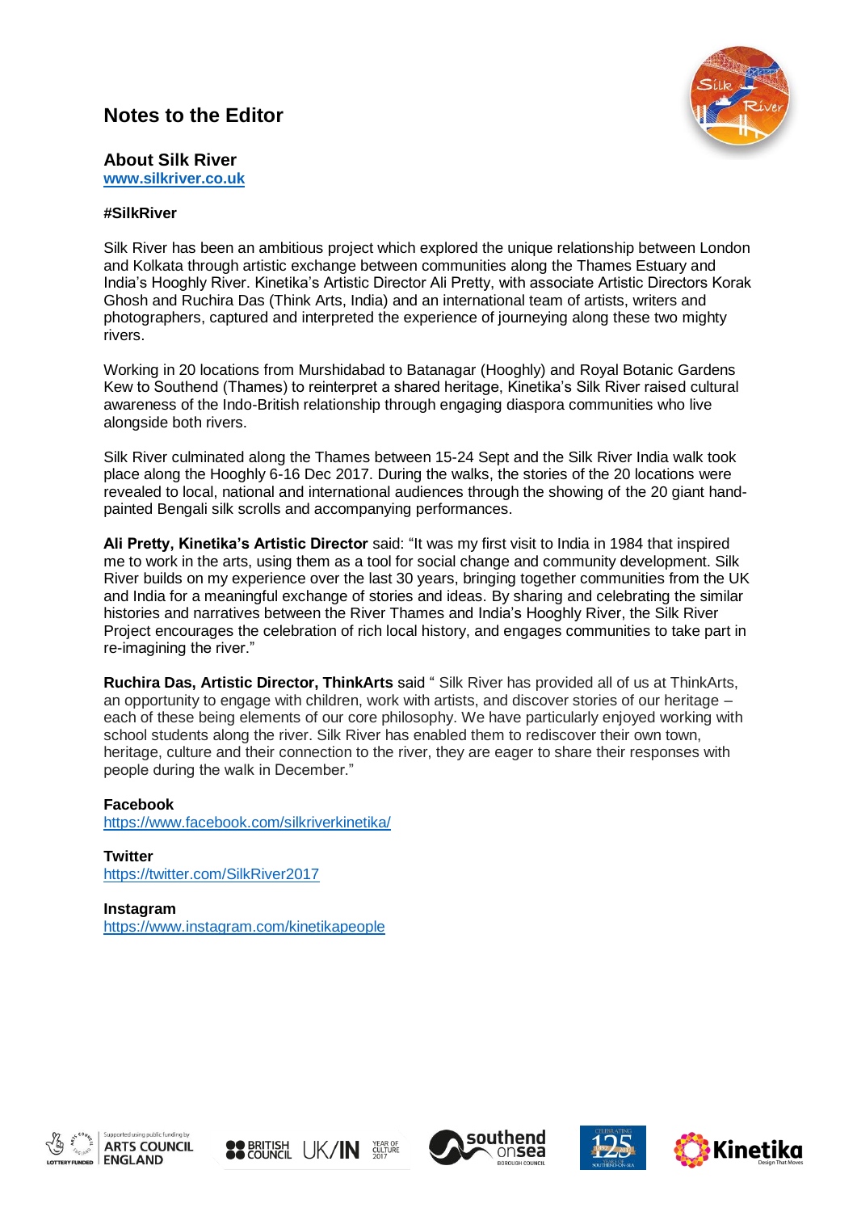# Notes to the Editor

## About Silk River

www.silkriver.co.uk

**#SilkRiver**

Silk River has been an ambitious project which explored the unique relationship between London and Kolkata through artistic exchange between communities along the Thames Estuary and India's Hooghly River. Kinetika's Artistic Director Ali Pretty, with associate Artistic Directors Korak Ghosh and Ruchira Das (Think Arts, India) and an international team of artists, writers and photographers, captured and interpreted the experience of journeying along these two mighty rivers.

Working in 20 locations from Murshidabad to Batanagar (Hooghly) and Royal Botanic Gardens Kew to Southend (Thames) to reinterpret a shared heritage, Kinetika's Silk River raised cultural awareness of the Indo-British relationship through engaging diaspora communities who live alongside both rivers.

Silk River culminated along the Thames between 15-24 Sept and the Silk River India walk took place along the Hooghly 6-16 Dec 2017. During the walks, the stories of the 20 locations were revealed to local, national and international audiences through the showing of the 20 giant hand-painted Bengali silk scrolls and accompanying performances.

**Ali Pretty, Kinetika's Artistic Director** said: "It was my first visit to India in 1984 that inspired me to work in the arts, using them as a tool for social change and community development. Silk River builds on my experience over the last 30 years, bringing together communities from the UK and India for a meaningful exchange of stories and ideas. By sharing and celebrating the similar histories and narratives between the River Thames and India's Hooghly River, the Silk River Project encourages the celebration of rich local history, and engages communities to take part in re-imagining the river."

**Ruchira Das, Artistic Director, ThinkArts** said " Silk River has provided all of us at ThinkArts, an opportunity to engage with children, work with artists, and discover stories of our heritage – each of these being elements of our core philosophy. We have particularly enjoyed working with school students along the river. Silk River has enabled them to rediscover their own town, heritage, culture and their connection to the river, they are eager to share their responses with people during the walk in December."

**Facebook**
https://www.facebook.com/silkriverkinetika/

**Twitter**
https://twitter.com/SilkRiver2017

**Instagram**
https://www.instagram.com/kinetikapeople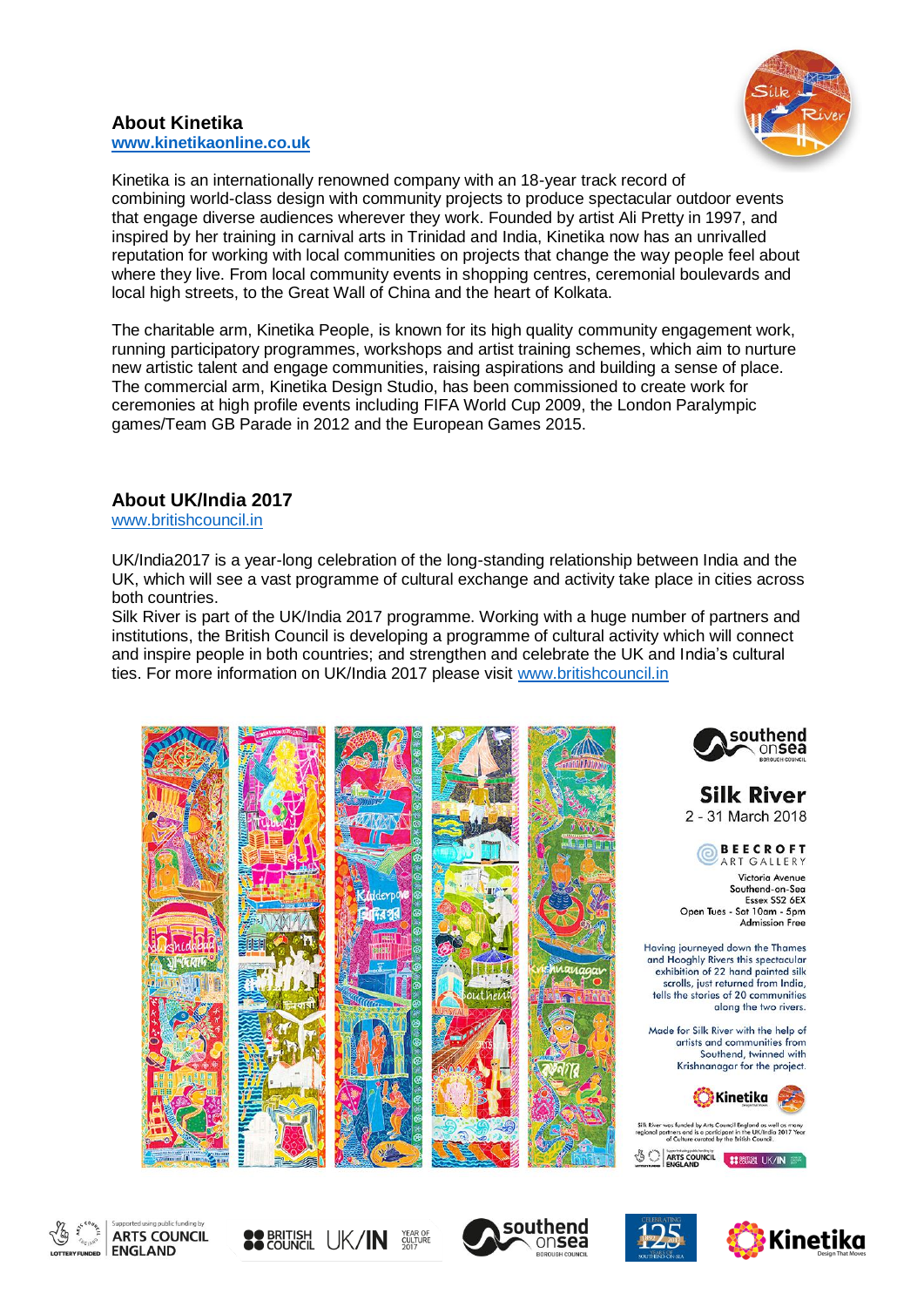## About Kinetika

[www.kinetikaonline.co.uk](http://www.kinetikaonline.co.uk)

Kinetika is an internationally renowned company with an 18-year track record of combining world-class design with community projects to produce spectacular outdoor events that engage diverse audiences wherever they work. Founded by artist Ali Pretty in 1997, and inspired by her training in carnival arts in Trinidad and India, Kinetika now has an unrivalled reputation for working with local communities on projects that change the way people feel about where they live. From local community events in shopping centres, ceremonial boulevards and local high streets, to the Great Wall of China and the heart of Kolkata.

The charitable arm, Kinetika People, is known for its high quality community engagement work, running participatory programmes, workshops and artist training schemes, which aim to nurture new artistic talent and engage communities, raising aspirations and building a sense of place. The commercial arm, Kinetika Design Studio, has been commissioned to create work for ceremonies at high profile events including FIFA World Cup 2009, the London Paralympic games/Team GB Parade in 2012 and the European Games 2015.

## About UK/India 2017

[www.britishcouncil.in](http://www.britishcouncil.in)

UK/India2017 is a year-long celebration of the long-standing relationship between India and the UK, which will see a vast programme of cultural exchange and activity take place in cities across both countries.

Silk River is part of the UK/India 2017 programme. Working with a huge number of partners and institutions, the British Council is developing a programme of cultural activity which will connect and inspire people in both countries; and strengthen and celebrate the UK and India's cultural ties. For more information on UK/India 2017 please visit [www.britishcouncil.in](http://www.britishcouncil.in)

southend on sea BOROUGH COUNCIL

**Silk River**

2 - 31 March 2018

BEECROFT ART GALLERY

Victoria Avenue
Southend-on-Sea
Essex SS2 6EX
Open Tues - Sat 10am - 5pm
Admission Free

Having journeyed down the Thames and Hooghly Rivers this spectacular exhibition of 22 hand painted silk scrolls, just returned from India, tells the stories of 20 communities along the two rivers.

Made for Silk River with the help of artists and communities from Southend, twinned with Krishnanagar for the project.

Kinetika

Silk River was funded by Arts Council England as well as many regional partners and is a participant in the UK/India 2017 Year of Culture curated by the British Council.

Supported using public funding by ARTS COUNCIL ENGLAND | LOTTERY FUNDED | BRITISH COUNCIL UK/IN YEAR OF CULTURE 2017 | southend on sea BOROUGH COUNCIL | CELEBRATING 125 YEARS OF SOUTHEND-ON-SEA | Kinetika Design That Moves